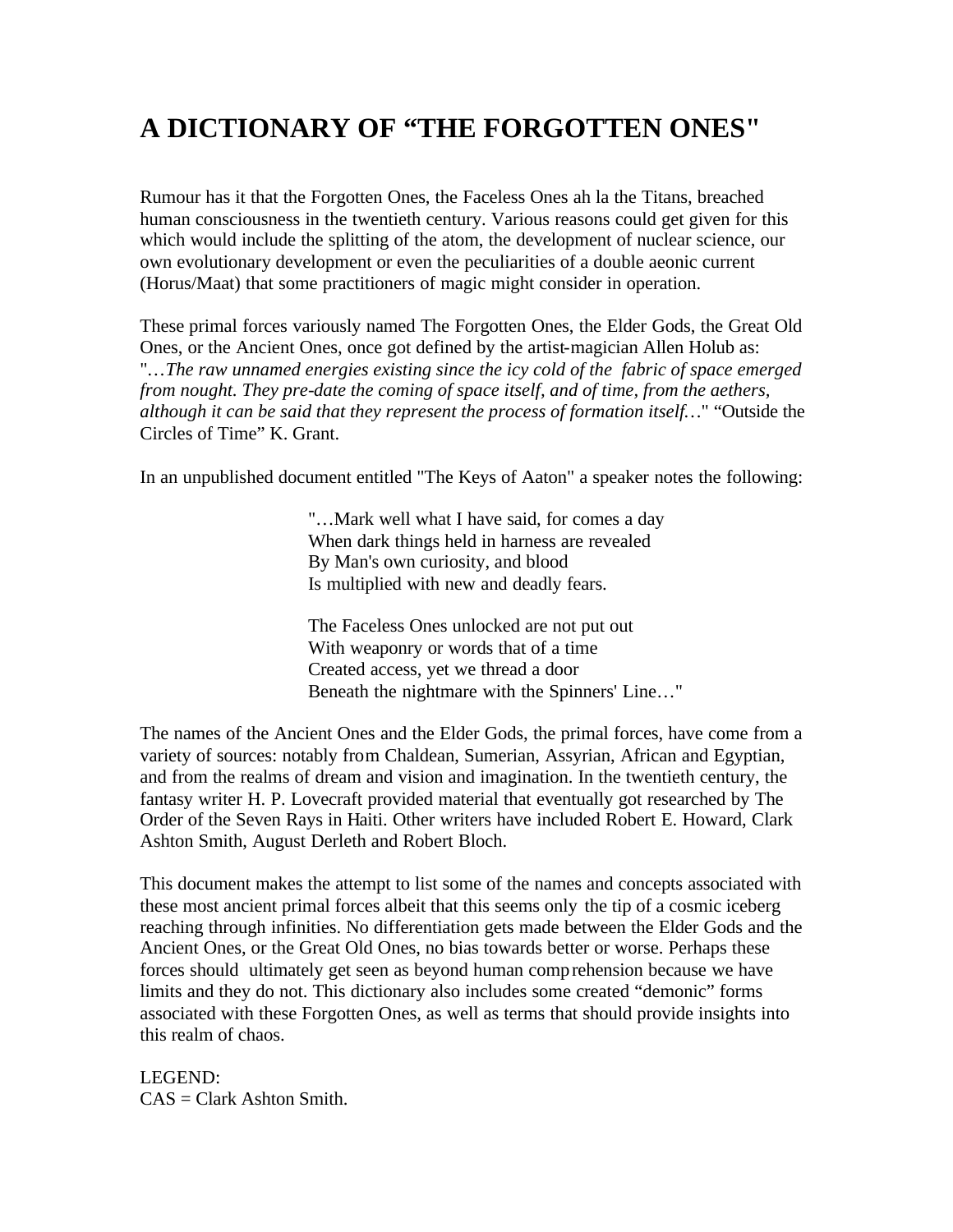# A DICTIONARY OF “THE FORGOTTEN ONES"

Rumour has it that the Forgotten Ones, the Faceless Ones ah la the Titans, breached human consciousness in the twentieth century. Various reasons could get given for this which would include the splitting of the atom, the development of nuclear science, our own evolutionary development or even the peculiarities of a double aeonic current (Horus/Maat) that some practitioners of magic might consider in operation.

These primal forces variously named The Forgotten Ones, the Elder Gods, the Great Old Ones, or the Ancient Ones, once got defined by the artist-magician Allen Holub as: "…*The raw unnamed energies existing since the icy cold of the fabric of space emerged from nought. They pre-date the coming of space itself, and of time, from the aethers, although it can be said that they represent the process of formation itself…*" “Outside the Circles of Time” K. Grant.

In an unpublished document entitled "The Keys of Aaton" a speaker notes the following:

> "…Mark well what I have said, for comes a day
> When dark things held in harness are revealed
> By Man's own curiosity, and blood
> Is multiplied with new and deadly fears.
>
> The Faceless Ones unlocked are not put out
> With weaponry or words that of a time
> Created access, yet we thread a door
> Beneath the nightmare with the Spinners' Line…"

The names of the Ancient Ones and the Elder Gods, the primal forces, have come from a variety of sources: notably from Chaldean, Sumerian, Assyrian, African and Egyptian, and from the realms of dream and vision and imagination. In the twentieth century, the fantasy writer H. P. Lovecraft provided material that eventually got researched by The Order of the Seven Rays in Haiti. Other writers have included Robert E. Howard, Clark Ashton Smith, August Derleth and Robert Bloch.

This document makes the attempt to list some of the names and concepts associated with these most ancient primal forces albeit that this seems only the tip of a cosmic iceberg reaching through infinities. No differentiation gets made between the Elder Gods and the Ancient Ones, or the Great Old Ones, no bias towards better or worse. Perhaps these forces should ultimately get seen as beyond human comprehension because we have limits and they do not. This dictionary also includes some created “demonic” forms associated with these Forgotten Ones, as well as terms that should provide insights into this realm of chaos.

LEGEND:
CAS = Clark Ashton Smith.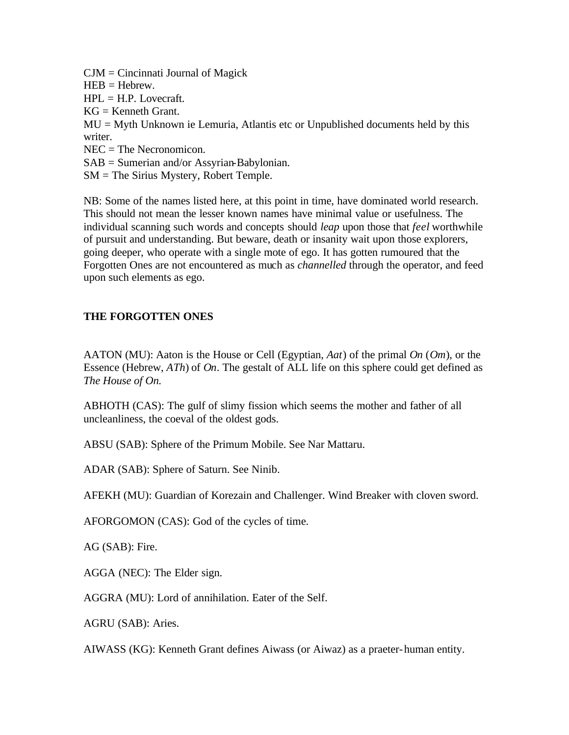CJM = Cincinnati Journal of Magick
HEB = Hebrew.
HPL = H.P. Lovecraft.
KG = Kenneth Grant.
MU = Myth Unknown ie Lemuria, Atlantis etc or Unpublished documents held by this writer.
NEC = The Necronomicon.
SAB = Sumerian and/or Assyrian-Babylonian.
SM = The Sirius Mystery, Robert Temple.

NB: Some of the names listed here, at this point in time, have dominated world research. This should not mean the lesser known names have minimal value or usefulness. The individual scanning such words and concepts should *leap* upon those that *feel* worthwhile of pursuit and understanding. But beware, death or insanity wait upon those explorers, going deeper, who operate with a single mote of ego. It has gotten rumoured that the Forgotten Ones are not encountered as much as *channelled* through the operator, and feed upon such elements as ego.

## THE FORGOTTEN ONES

AATON (MU): Aaton is the House or Cell (Egyptian, *Aat*) of the primal *On* (*Om*), or the Essence (Hebrew, *ATh*) of *On*. The gestalt of ALL life on this sphere could get defined as *The House of On.*

ABHOTH (CAS): The gulf of slimy fission which seems the mother and father of all uncleanliness, the coeval of the oldest gods.

ABSU (SAB): Sphere of the Primum Mobile. See Nar Mattaru.

ADAR (SAB): Sphere of Saturn. See Ninib.

AFEKH (MU): Guardian of Korezain and Challenger. Wind Breaker with cloven sword.

AFORGOMON (CAS): God of the cycles of time.

AG (SAB): Fire.

AGGA (NEC): The Elder sign.

AGGRA (MU): Lord of annihilation. Eater of the Self.

AGRU (SAB): Aries.

AIWASS (KG): Kenneth Grant defines Aiwass (or Aiwaz) as a praeter-human entity.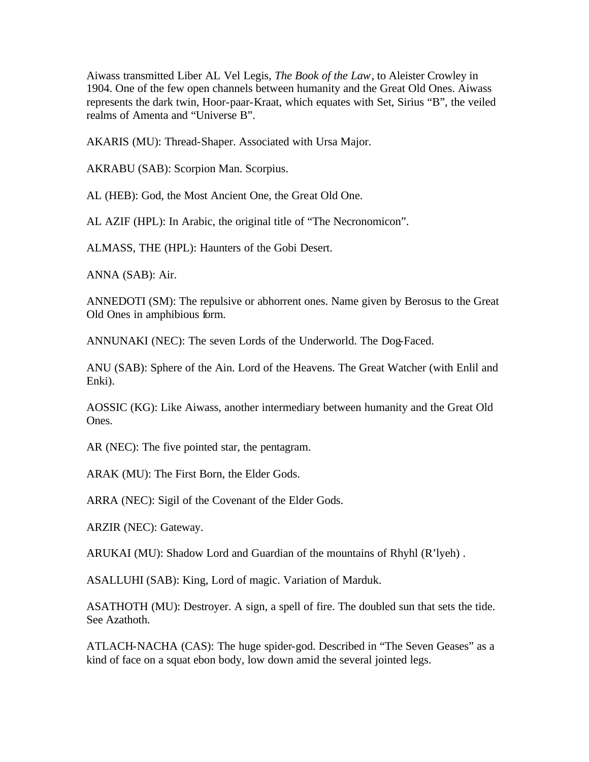Aiwass transmitted Liber AL Vel Legis, *The Book of the Law*, to Aleister Crowley in 1904. One of the few open channels between humanity and the Great Old Ones. Aiwass represents the dark twin, Hoor-paar-Kraat, which equates with Set, Sirius "B", the veiled realms of Amenta and "Universe B".

AKARIS (MU): Thread-Shaper. Associated with Ursa Major.

AKRABU (SAB): Scorpion Man. Scorpius.

AL (HEB): God, the Most Ancient One, the Great Old One.

AL AZIF (HPL): In Arabic, the original title of "The Necronomicon".

ALMASS, THE (HPL): Haunters of the Gobi Desert.

ANNA (SAB): Air.

ANNEDOTI (SM): The repulsive or abhorrent ones. Name given by Berosus to the Great Old Ones in amphibious form.

ANNUNAKI (NEC): The seven Lords of the Underworld. The Dog-Faced.

ANU (SAB): Sphere of the Ain. Lord of the Heavens. The Great Watcher (with Enlil and Enki).

AOSSIC (KG): Like Aiwass, another intermediary between humanity and the Great Old Ones.

AR (NEC): The five pointed star, the pentagram.

ARAK (MU): The First Born, the Elder Gods.

ARRA (NEC): Sigil of the Covenant of the Elder Gods.

ARZIR (NEC): Gateway.

ARUKAI (MU): Shadow Lord and Guardian of the mountains of Rhyhl (R'lyeh) .

ASALLUHI (SAB): King, Lord of magic. Variation of Marduk.

ASATHOTH (MU): Destroyer. A sign, a spell of fire. The doubled sun that sets the tide. See Azathoth.

ATLACH-NACHA (CAS): The huge spider-god. Described in "The Seven Geases" as a kind of face on a squat ebon body, low down amid the several jointed legs.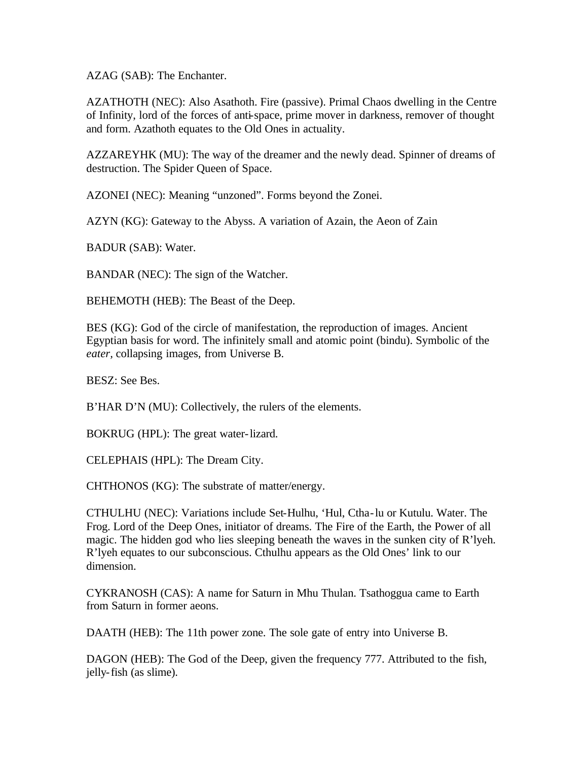AZAG (SAB): The Enchanter.

AZATHOTH (NEC): Also Asathoth. Fire (passive). Primal Chaos dwelling in the Centre of Infinity, lord of the forces of anti-space, prime mover in darkness, remover of thought and form. Azathoth equates to the Old Ones in actuality.

AZZAREYHK (MU): The way of the dreamer and the newly dead. Spinner of dreams of destruction. The Spider Queen of Space.

AZONEI (NEC): Meaning "unzoned". Forms beyond the Zonei.

AZYN (KG): Gateway to the Abyss. A variation of Azain, the Aeon of Zain

BADUR (SAB): Water.

BANDAR (NEC): The sign of the Watcher.

BEHEMOTH (HEB): The Beast of the Deep.

BES (KG): God of the circle of manifestation, the reproduction of images. Ancient Egyptian basis for word. The infinitely small and atomic point (bindu). Symbolic of the *eater,* collapsing images, from Universe B.

BESZ: See Bes.

B'HAR D'N (MU): Collectively, the rulers of the elements.

BOKRUG (HPL): The great water-lizard.

CELEPHAIS (HPL): The Dream City.

CHTHONOS (KG): The substrate of matter/energy.

CTHULHU (NEC): Variations include Set-Hulhu, 'Hul, Ctha-lu or Kutulu. Water. The Frog. Lord of the Deep Ones, initiator of dreams. The Fire of the Earth, the Power of all magic. The hidden god who lies sleeping beneath the waves in the sunken city of R'lyeh. R'lyeh equates to our subconscious. Cthulhu appears as the Old Ones' link to our dimension.

CYKRANOSH (CAS): A name for Saturn in Mhu Thulan. Tsathoggua came to Earth from Saturn in former aeons.

DAATH (HEB): The 11th power zone. The sole gate of entry into Universe B.

DAGON (HEB): The God of the Deep, given the frequency 777. Attributed to the fish, jelly-fish (as slime).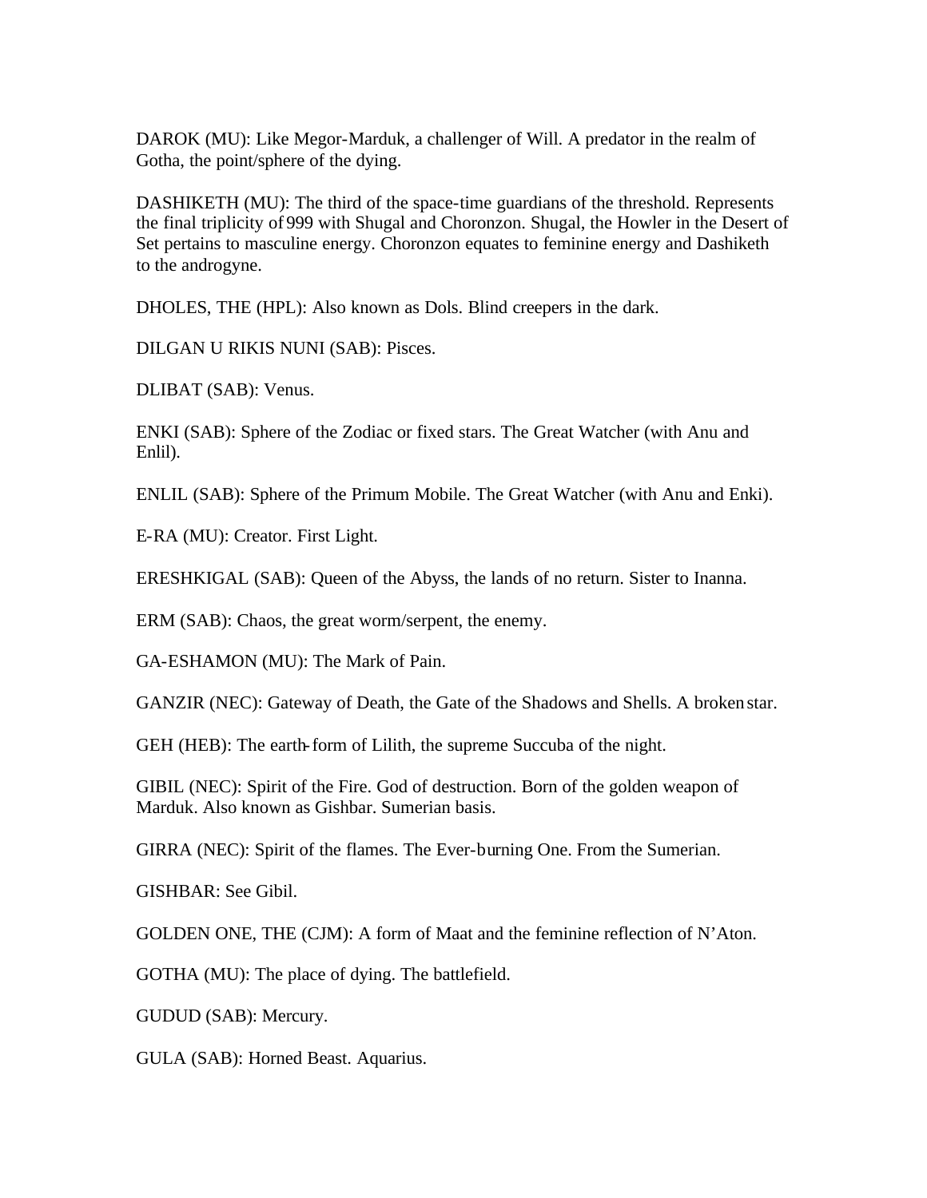DAROK (MU): Like Megor-Marduk, a challenger of Will. A predator in the realm of Gotha, the point/sphere of the dying.

DASHIKETH (MU): The third of the space-time guardians of the threshold. Represents the final triplicity of 999 with Shugal and Choronzon. Shugal, the Howler in the Desert of Set pertains to masculine energy. Choronzon equates to feminine energy and Dashiketh to the androgyne.

DHOLES, THE (HPL): Also known as Dols. Blind creepers in the dark.

DILGAN U RIKIS NUNI (SAB): Pisces.

DLIBAT (SAB): Venus.

ENKI (SAB): Sphere of the Zodiac or fixed stars. The Great Watcher (with Anu and Enlil).

ENLIL (SAB): Sphere of the Primum Mobile. The Great Watcher (with Anu and Enki).

E-RA (MU): Creator. First Light.

ERESHKIGAL (SAB): Queen of the Abyss, the lands of no return. Sister to Inanna.

ERM (SAB): Chaos, the great worm/serpent, the enemy.

GA-ESHAMON (MU): The Mark of Pain.

GANZIR (NEC): Gateway of Death, the Gate of the Shadows and Shells. A broken star.

GEH (HEB): The earth-form of Lilith, the supreme Succuba of the night.

GIBIL (NEC): Spirit of the Fire. God of destruction. Born of the golden weapon of Marduk. Also known as Gishbar. Sumerian basis.

GIRRA (NEC): Spirit of the flames. The Ever-burning One. From the Sumerian.

GISHBAR: See Gibil.

GOLDEN ONE, THE (CJM): A form of Maat and the feminine reflection of N'Aton.

GOTHA (MU): The place of dying. The battlefield.

GUDUD (SAB): Mercury.

GULA (SAB): Horned Beast. Aquarius.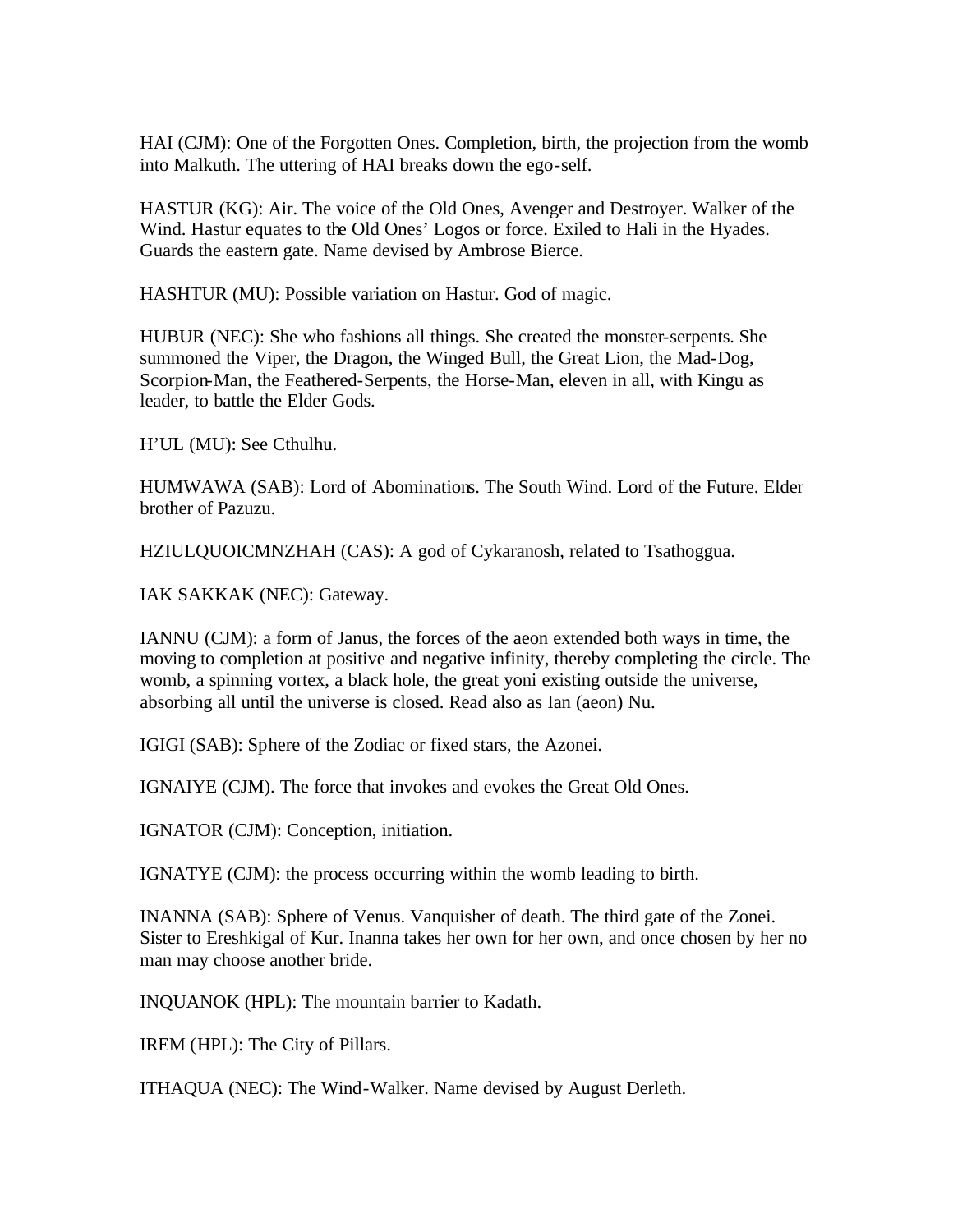HAI (CJM): One of the Forgotten Ones. Completion, birth, the projection from the womb into Malkuth. The uttering of HAI breaks down the ego-self.

HASTUR (KG): Air. The voice of the Old Ones, Avenger and Destroyer. Walker of the Wind. Hastur equates to the Old Ones' Logos or force. Exiled to Hali in the Hyades. Guards the eastern gate. Name devised by Ambrose Bierce.

HASHTUR (MU): Possible variation on Hastur. God of magic.

HUBUR (NEC): She who fashions all things. She created the monster-serpents. She summoned the Viper, the Dragon, the Winged Bull, the Great Lion, the Mad-Dog, Scorpion-Man, the Feathered-Serpents, the Horse-Man, eleven in all, with Kingu as leader, to battle the Elder Gods.

H'UL (MU): See Cthulhu.

HUMWAWA (SAB): Lord of Abominations. The South Wind. Lord of the Future. Elder brother of Pazuzu.

HZIULQUOICMNZHAH (CAS): A god of Cykaranosh, related to Tsathoggua.

IAK SAKKAK (NEC): Gateway.

IANNU (CJM): a form of Janus, the forces of the aeon extended both ways in time, the moving to completion at positive and negative infinity, thereby completing the circle. The womb, a spinning vortex, a black hole, the great yoni existing outside the universe, absorbing all until the universe is closed. Read also as Ian (aeon) Nu.

IGIGI (SAB): Sphere of the Zodiac or fixed stars, the Azonei.

IGNAIYE (CJM). The force that invokes and evokes the Great Old Ones.

IGNATOR (CJM): Conception, initiation.

IGNATYE (CJM): the process occurring within the womb leading to birth.

INANNA (SAB): Sphere of Venus. Vanquisher of death. The third gate of the Zonei. Sister to Ereshkigal of Kur. Inanna takes her own for her own, and once chosen by her no man may choose another bride.

INQUANOK (HPL): The mountain barrier to Kadath.

IREM (HPL): The City of Pillars.

ITHAQUA (NEC): The Wind-Walker. Name devised by August Derleth.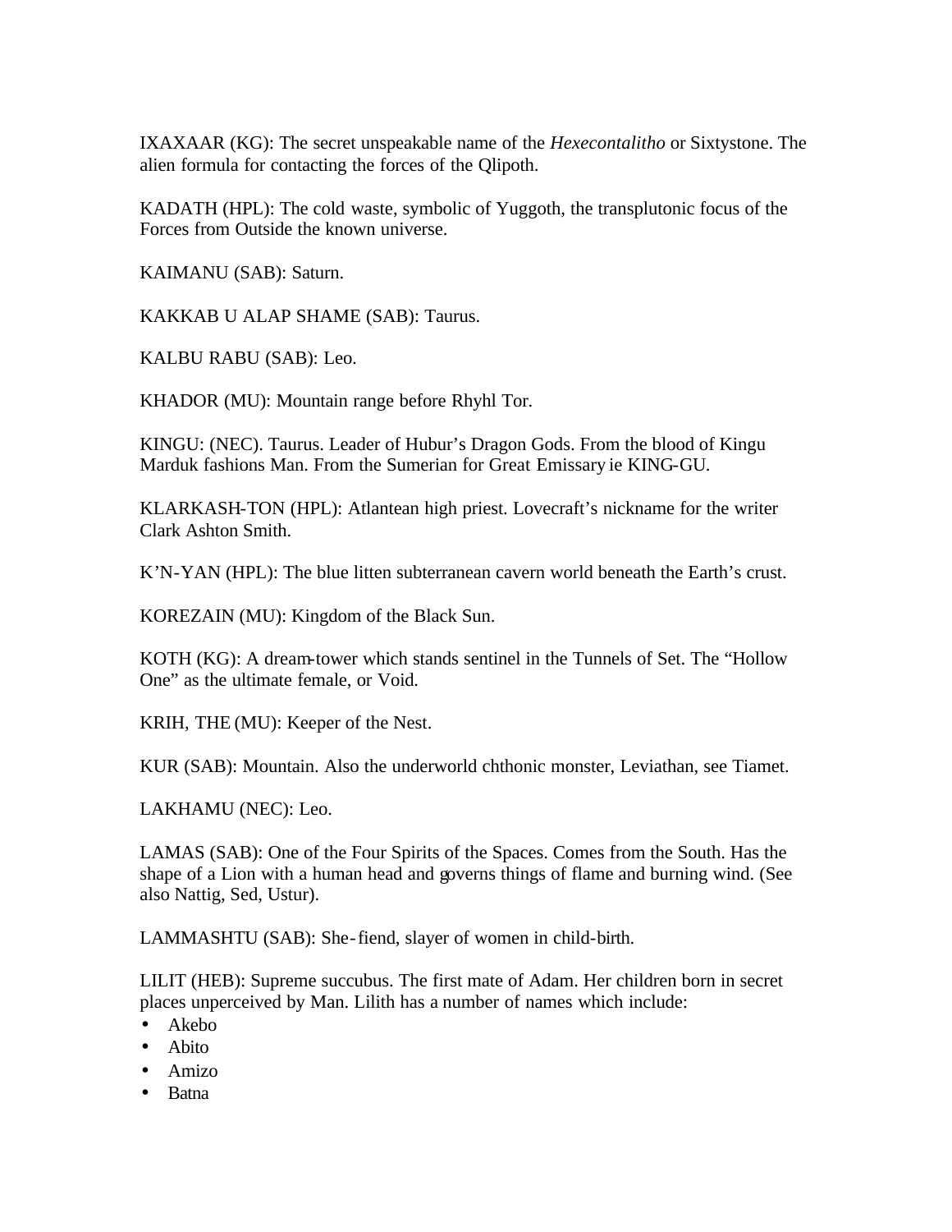IXAXAAR (KG): The secret unspeakable name of the *Hexecontalitho* or Sixtystone. The alien formula for contacting the forces of the Qlipoth.

KADATH (HPL): The cold waste, symbolic of Yuggoth, the transplutonic focus of the Forces from Outside the known universe.

KAIMANU (SAB): Saturn.

KAKKAB U ALAP SHAME (SAB): Taurus.

KALBU RABU (SAB): Leo.

KHADOR (MU): Mountain range before Rhyhl Tor.

KINGU: (NEC). Taurus. Leader of Hubur's Dragon Gods. From the blood of Kingu Marduk fashions Man. From the Sumerian for Great Emissary ie KING-GU.

KLARKASH-TON (HPL): Atlantean high priest. Lovecraft's nickname for the writer Clark Ashton Smith.

K'N-YAN (HPL): The blue litten subterranean cavern world beneath the Earth's crust.

KOREZAIN (MU): Kingdom of the Black Sun.

KOTH (KG): A dream-tower which stands sentinel in the Tunnels of Set. The "Hollow One" as the ultimate female, or Void.

KRIH, THE (MU): Keeper of the Nest.

KUR (SAB): Mountain. Also the underworld chthonic monster, Leviathan, see Tiamet.

LAKHAMU (NEC): Leo.

LAMAS (SAB): One of the Four Spirits of the Spaces. Comes from the South. Has the shape of a Lion with a human head and governs things of flame and burning wind. (See also Nattig, Sed, Ustur).

LAMMASHTU (SAB): She-fiend, slayer of women in child-birth.

LILIT (HEB): Supreme succubus. The first mate of Adam. Her children born in secret places unperceived by Man. Lilith has a number of names which include:

- Akebo
- Abito
- Amizo
- Batna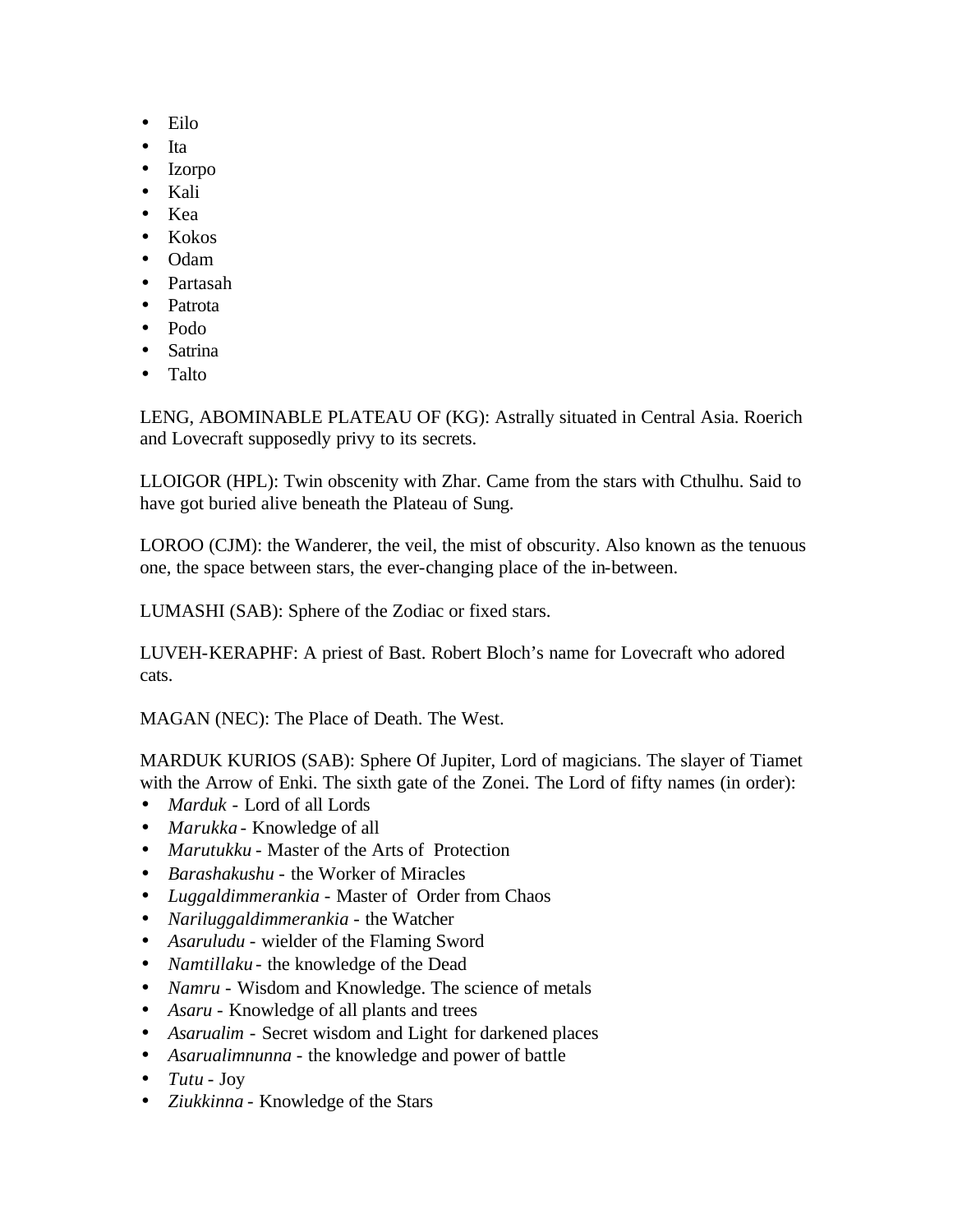- Eilo
- Ita
- Izorpo
- Kali
- Kea
- Kokos
- Odam
- Partasah
- Patrota
- Podo
- Satrina
- Talto

LENG, ABOMINABLE PLATEAU OF (KG): Astrally situated in Central Asia. Roerich and Lovecraft supposedly privy to its secrets.

LLOIGOR (HPL): Twin obscenity with Zhar. Came from the stars with Cthulhu. Said to have got buried alive beneath the Plateau of Sung.

LOROO (CJM): the Wanderer, the veil, the mist of obscurity. Also known as the tenuous one, the space between stars, the ever-changing place of the in-between.

LUMASHI (SAB): Sphere of the Zodiac or fixed stars.

LUVEH-KERAPHF: A priest of Bast. Robert Bloch's name for Lovecraft who adored cats.

MAGAN (NEC): The Place of Death. The West.

MARDUK KURIOS (SAB): Sphere Of Jupiter, Lord of magicians. The slayer of Tiamet with the Arrow of Enki. The sixth gate of the Zonei. The Lord of fifty names (in order):

- *Marduk* - Lord of all Lords
- *Marukka* - Knowledge of all
- *Marutukku* - Master of the Arts of Protection
- *Barashakushu* - the Worker of Miracles
- *Luggaldimmerankia* - Master of Order from Chaos
- *Nariluggaldimmerankia* - the Watcher
- *Asaruludu* - wielder of the Flaming Sword
- *Namtillaku* - the knowledge of the Dead
- *Namru* - Wisdom and Knowledge. The science of metals
- *Asaru* - Knowledge of all plants and trees
- *Asarualim* - Secret wisdom and Light for darkened places
- *Asarualimnunna* - the knowledge and power of battle
- *Tutu* - Joy
- *Ziukkinna* - Knowledge of the Stars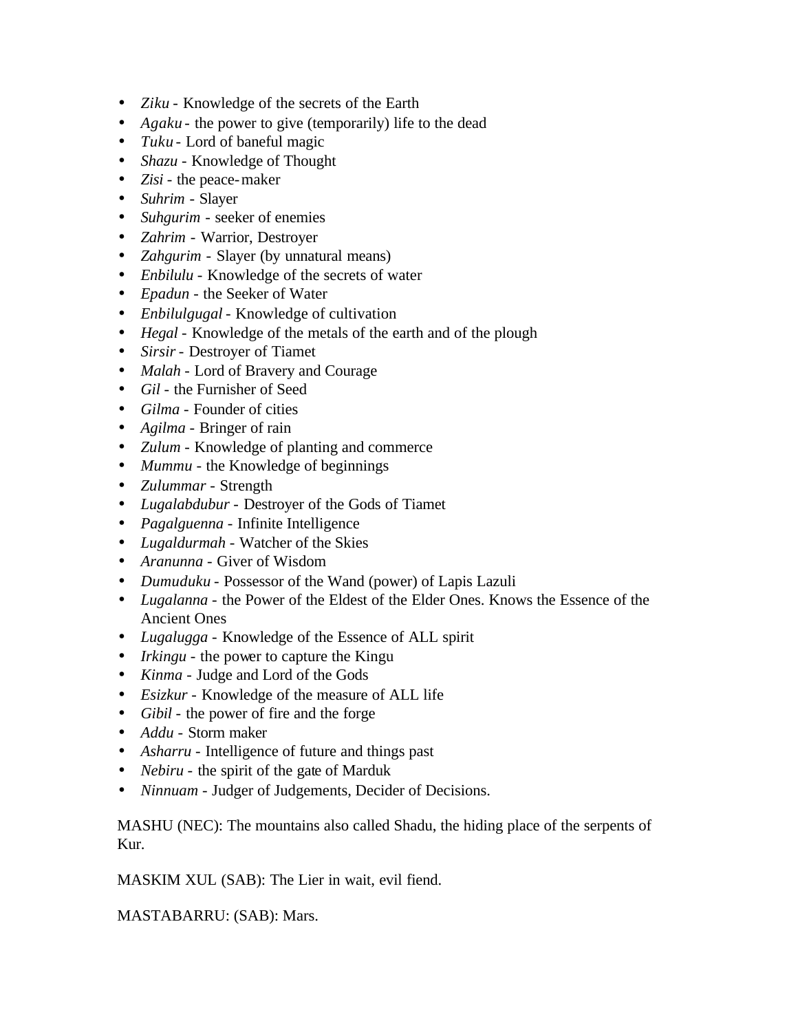- *Ziku* - Knowledge of the secrets of the Earth
- *Agaku* - the power to give (temporarily) life to the dead
- *Tuku* - Lord of baneful magic
- *Shazu* - Knowledge of Thought
- *Zisi* - the peace-maker
- *Suhrim* - Slayer
- *Suhgurim* - seeker of enemies
- *Zahrim* - Warrior, Destroyer
- *Zahgurim* - Slayer (by unnatural means)
- *Enbilulu* - Knowledge of the secrets of water
- *Epadun* - the Seeker of Water
- *Enbilulgugal* - Knowledge of cultivation
- *Hegal* - Knowledge of the metals of the earth and of the plough
- *Sirsir* - Destroyer of Tiamet
- *Malah* - Lord of Bravery and Courage
- *Gil* - the Furnisher of Seed
- *Gilma* - Founder of cities
- *Agilma* - Bringer of rain
- *Zulum* - Knowledge of planting and commerce
- *Mummu* - the Knowledge of beginnings
- *Zulummar* - Strength
- *Lugalabdubur* - Destroyer of the Gods of Tiamet
- *Pagalguenna* - Infinite Intelligence
- *Lugaldurmah* - Watcher of the Skies
- *Aranunna* - Giver of Wisdom
- *Dumuduku* - Possessor of the Wand (power) of Lapis Lazuli
- *Lugalanna* - the Power of the Eldest of the Elder Ones. Knows the Essence of the Ancient Ones
- *Lugalugga* - Knowledge of the Essence of ALL spirit
- *Irkingu* - the power to capture the Kingu
- *Kinma* - Judge and Lord of the Gods
- *Esizkur* - Knowledge of the measure of ALL life
- *Gibil* - the power of fire and the forge
- *Addu* - Storm maker
- *Asharru* - Intelligence of future and things past
- *Nebiru* - the spirit of the gate of Marduk
- *Ninnuam* - Judger of Judgements, Decider of Decisions.

MASHU (NEC): The mountains also called Shadu, the hiding place of the serpents of Kur.

MASKIM XUL (SAB): The Lier in wait, evil fiend.

MASTABARRU: (SAB): Mars.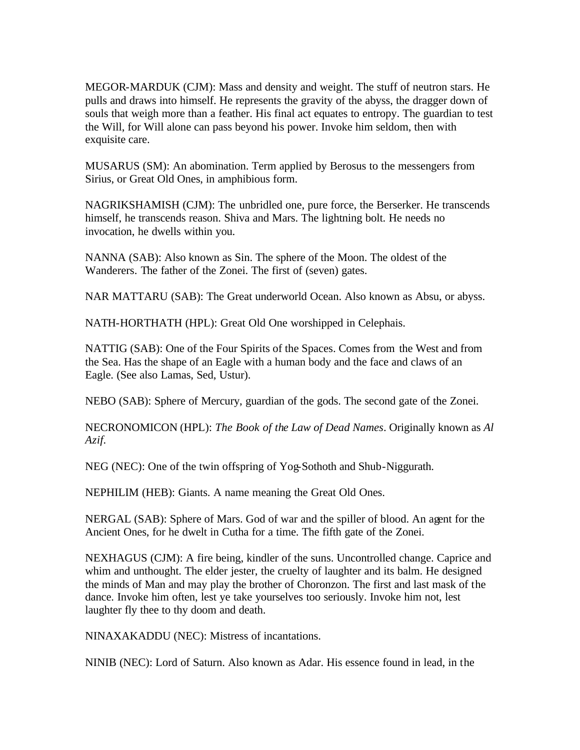MEGOR-MARDUK (CJM): Mass and density and weight. The stuff of neutron stars. He pulls and draws into himself. He represents the gravity of the abyss, the dragger down of souls that weigh more than a feather. His final act equates to entropy. The guardian to test the Will, for Will alone can pass beyond his power. Invoke him seldom, then with exquisite care.

MUSARUS (SM): An abomination. Term applied by Berosus to the messengers from Sirius, or Great Old Ones, in amphibious form.

NAGRIKSHAMISH (CJM): The unbridled one, pure force, the Berserker. He transcends himself, he transcends reason. Shiva and Mars. The lightning bolt. He needs no invocation, he dwells within you.

NANNA (SAB): Also known as Sin. The sphere of the Moon. The oldest of the Wanderers. The father of the Zonei. The first of (seven) gates.

NAR MATTARU (SAB): The Great underworld Ocean. Also known as Absu, or abyss.

NATH-HORTHATH (HPL): Great Old One worshipped in Celephais.

NATTIG (SAB): One of the Four Spirits of the Spaces. Comes from the West and from the Sea. Has the shape of an Eagle with a human body and the face and claws of an Eagle. (See also Lamas, Sed, Ustur).

NEBO (SAB): Sphere of Mercury, guardian of the gods. The second gate of the Zonei.

NECRONOMICON (HPL): *The Book of the Law of Dead Names*. Originally known as *Al Azif*.

NEG (NEC): One of the twin offspring of Yog-Sothoth and Shub-Niggurath.

NEPHILIM (HEB): Giants. A name meaning the Great Old Ones.

NERGAL (SAB): Sphere of Mars. God of war and the spiller of blood. An agent for the Ancient Ones, for he dwelt in Cutha for a time. The fifth gate of the Zonei.

NEXHAGUS (CJM): A fire being, kindler of the suns. Uncontrolled change. Caprice and whim and unthought. The elder jester, the cruelty of laughter and its balm. He designed the minds of Man and may play the brother of Choronzon. The first and last mask of the dance. Invoke him often, lest ye take yourselves too seriously. Invoke him not, lest laughter fly thee to thy doom and death.

NINAXAKADDU (NEC): Mistress of incantations.

NINIB (NEC): Lord of Saturn. Also known as Adar. His essence found in lead, in the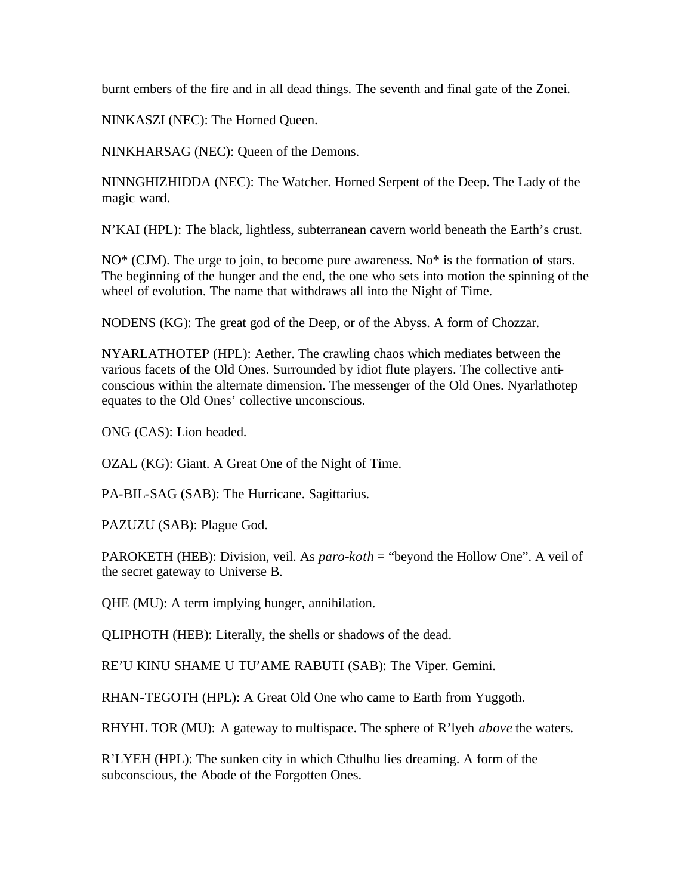burnt embers of the fire and in all dead things. The seventh and final gate of the Zonei.

NINKASZI (NEC): The Horned Queen.

NINKHARSAG (NEC): Queen of the Demons.

NINNGHIZHIDDA (NEC): The Watcher. Horned Serpent of the Deep. The Lady of the magic wand.

N'KAI (HPL): The black, lightless, subterranean cavern world beneath the Earth's crust.

NO* (CJM). The urge to join, to become pure awareness. No* is the formation of stars. The beginning of the hunger and the end, the one who sets into motion the spinning of the wheel of evolution. The name that withdraws all into the Night of Time.

NODENS (KG): The great god of the Deep, or of the Abyss. A form of Chozzar.

NYARLATHOTEP (HPL): Aether. The crawling chaos which mediates between the various facets of the Old Ones. Surrounded by idiot flute players. The collective anti-conscious within the alternate dimension. The messenger of the Old Ones. Nyarlathotep equates to the Old Ones' collective unconscious.

ONG (CAS): Lion headed.

OZAL (KG): Giant. A Great One of the Night of Time.

PA-BIL-SAG (SAB): The Hurricane. Sagittarius.

PAZUZU (SAB): Plague God.

PAROKETH (HEB): Division, veil. As *paro-koth* = "beyond the Hollow One". A veil of the secret gateway to Universe B.

QHE (MU): A term implying hunger, annihilation.

QLIPHOTH (HEB): Literally, the shells or shadows of the dead.

RE'U KINU SHAME U TU'AME RABUTI (SAB): The Viper. Gemini.

RHAN-TEGOTH (HPL): A Great Old One who came to Earth from Yuggoth.

RHYHL TOR (MU): A gateway to multispace. The sphere of R'lyeh *above* the waters.

R'LYEH (HPL): The sunken city in which Cthulhu lies dreaming. A form of the subconscious, the Abode of the Forgotten Ones.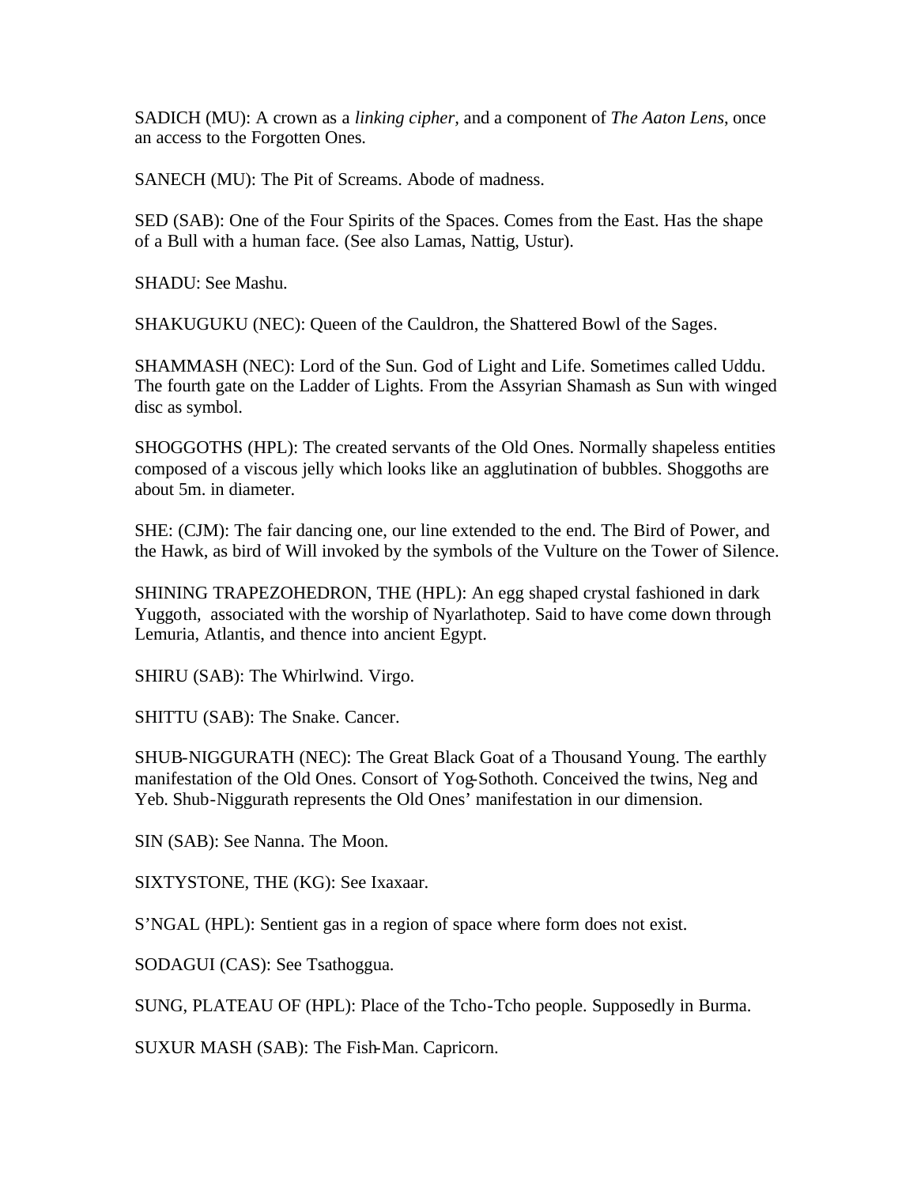SADICH (MU): A crown as a *linking cipher,* and a component of *The Aaton Lens*, once an access to the Forgotten Ones.

SANECH (MU): The Pit of Screams. Abode of madness.

SED (SAB): One of the Four Spirits of the Spaces. Comes from the East. Has the shape of a Bull with a human face. (See also Lamas, Nattig, Ustur).

SHADU: See Mashu.

SHAKUGUKU (NEC): Queen of the Cauldron, the Shattered Bowl of the Sages.

SHAMMASH (NEC): Lord of the Sun. God of Light and Life. Sometimes called Uddu. The fourth gate on the Ladder of Lights. From the Assyrian Shamash as Sun with winged disc as symbol.

SHOGGOTHS (HPL): The created servants of the Old Ones. Normally shapeless entities composed of a viscous jelly which looks like an agglutination of bubbles. Shoggoths are about 5m. in diameter.

SHE: (CJM): The fair dancing one, our line extended to the end. The Bird of Power, and the Hawk, as bird of Will invoked by the symbols of the Vulture on the Tower of Silence.

SHINING TRAPEZOHEDRON, THE (HPL): An egg shaped crystal fashioned in dark Yuggoth, associated with the worship of Nyarlathotep. Said to have come down through Lemuria, Atlantis, and thence into ancient Egypt.

SHIRU (SAB): The Whirlwind. Virgo.

SHITTU (SAB): The Snake. Cancer.

SHUB-NIGGURATH (NEC): The Great Black Goat of a Thousand Young. The earthly manifestation of the Old Ones. Consort of Yog-Sothoth. Conceived the twins, Neg and Yeb. Shub-Niggurath represents the Old Ones' manifestation in our dimension.

SIN (SAB): See Nanna. The Moon.

SIXTYSTONE, THE (KG): See Ixaxaar.

S'NGAL (HPL): Sentient gas in a region of space where form does not exist.

SODAGUI (CAS): See Tsathoggua.

SUNG, PLATEAU OF (HPL): Place of the Tcho-Tcho people. Supposedly in Burma.

SUXUR MASH (SAB): The Fish-Man. Capricorn.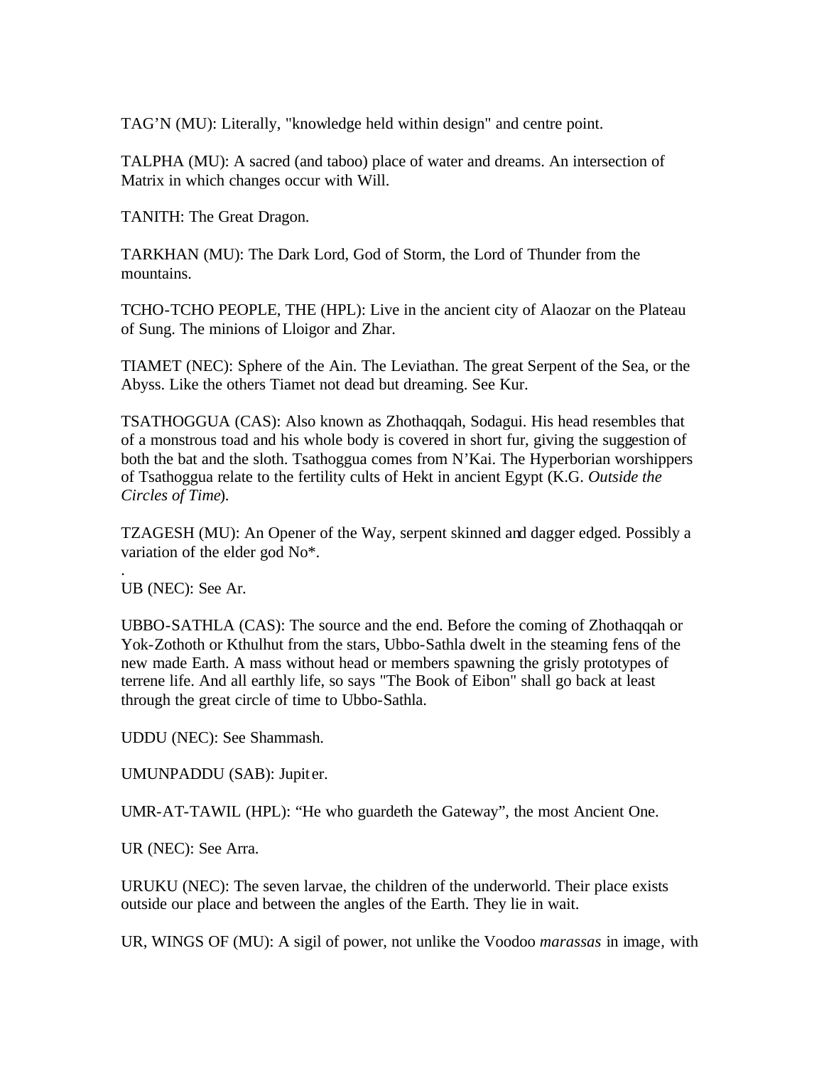TAG'N (MU): Literally, "knowledge held within design" and centre point.

TALPHA (MU): A sacred (and taboo) place of water and dreams. An intersection of Matrix in which changes occur with Will.

TANITH: The Great Dragon.

TARKHAN (MU): The Dark Lord, God of Storm, the Lord of Thunder from the mountains.

TCHO-TCHO PEOPLE, THE (HPL): Live in the ancient city of Alaozar on the Plateau of Sung. The minions of Lloigor and Zhar.

TIAMET (NEC): Sphere of the Ain. The Leviathan. The great Serpent of the Sea, or the Abyss. Like the others Tiamet not dead but dreaming. See Kur.

TSATHOGGUA (CAS): Also known as Zhothaqqah, Sodagui. His head resembles that of a monstrous toad and his whole body is covered in short fur, giving the suggestion of both the bat and the sloth. Tsathoggua comes from N'Kai. The Hyperborian worshippers of Tsathoggua relate to the fertility cults of Hekt in ancient Egypt (K.G. *Outside the Circles of Time*).

TZAGESH (MU): An Opener of the Way, serpent skinned and dagger edged. Possibly a variation of the elder god No*.

.

UB (NEC): See Ar.

UBBO-SATHLA (CAS): The source and the end. Before the coming of Zhothaqqah or Yok-Zothoth or Kthulhut from the stars, Ubbo-Sathla dwelt in the steaming fens of the new made Earth. A mass without head or members spawning the grisly prototypes of terrene life. And all earthly life, so says "The Book of Eibon" shall go back at least through the great circle of time to Ubbo-Sathla.

UDDU (NEC): See Shammash.

UMUNPADDU (SAB): Jupiter.

UMR-AT-TAWIL (HPL): "He who guardeth the Gateway", the most Ancient One.

UR (NEC): See Arra.

URUKU (NEC): The seven larvae, the children of the underworld. Their place exists outside our place and between the angles of the Earth. They lie in wait.

UR, WINGS OF (MU): A sigil of power, not unlike the Voodoo *marassas* in image, with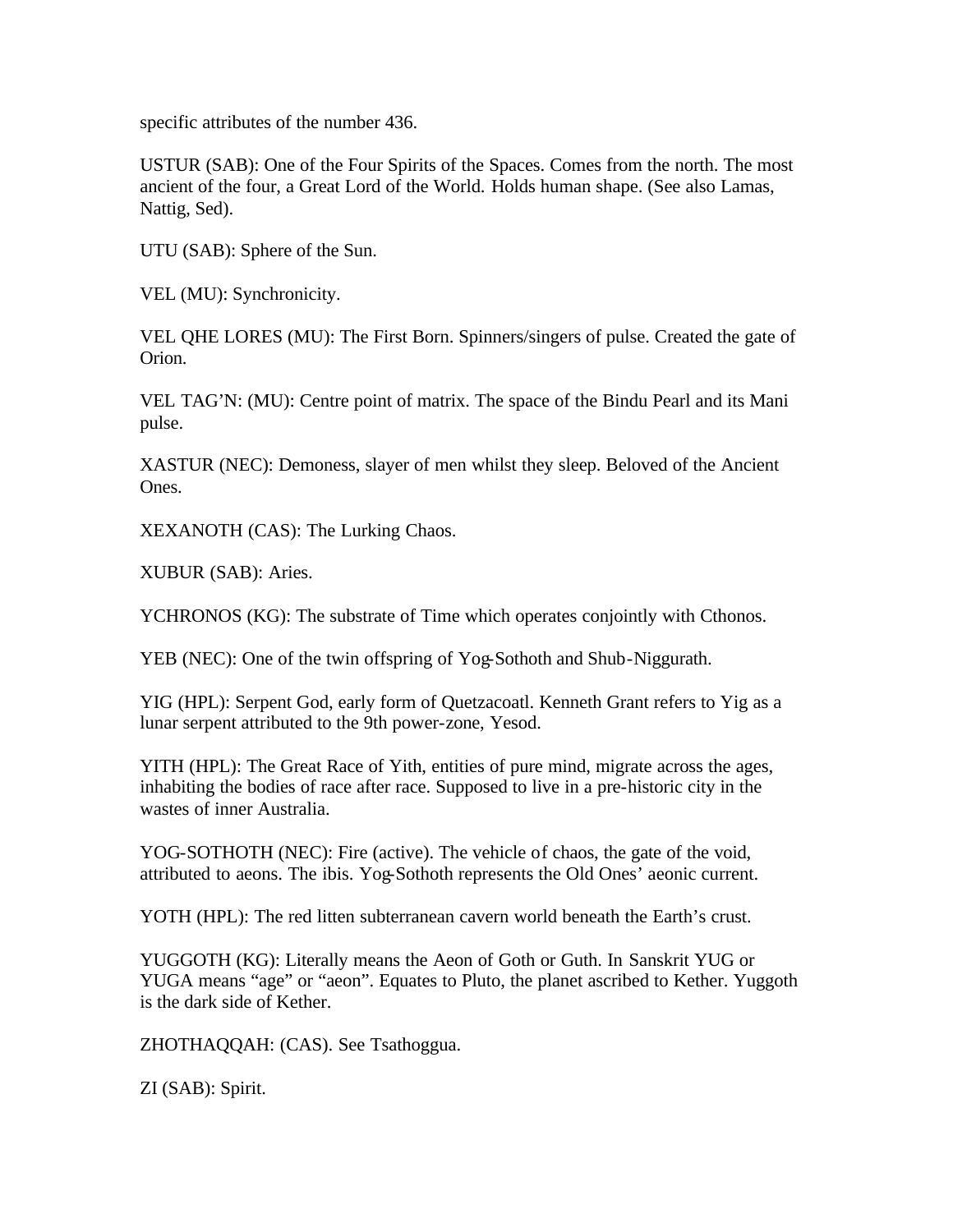specific attributes of the number 436.

USTUR (SAB): One of the Four Spirits of the Spaces. Comes from the north. The most ancient of the four, a Great Lord of the World. Holds human shape. (See also Lamas, Nattig, Sed).

UTU (SAB): Sphere of the Sun.

VEL (MU): Synchronicity.

VEL QHE LORES (MU): The First Born. Spinners/singers of pulse. Created the gate of Orion.

VEL TAG'N: (MU): Centre point of matrix. The space of the Bindu Pearl and its Mani pulse.

XASTUR (NEC): Demoness, slayer of men whilst they sleep. Beloved of the Ancient Ones.

XEXANOTH (CAS): The Lurking Chaos.

XUBUR (SAB): Aries.

YCHRONOS (KG): The substrate of Time which operates conjointly with Cthonos.

YEB (NEC): One of the twin offspring of Yog-Sothoth and Shub-Niggurath.

YIG (HPL): Serpent God, early form of Quetzacoatl. Kenneth Grant refers to Yig as a lunar serpent attributed to the 9th power-zone, Yesod.

YITH (HPL): The Great Race of Yith, entities of pure mind, migrate across the ages, inhabiting the bodies of race after race. Supposed to live in a pre-historic city in the wastes of inner Australia.

YOG-SOTHOTH (NEC): Fire (active). The vehicle of chaos, the gate of the void, attributed to aeons. The ibis. Yog-Sothoth represents the Old Ones' aeonic current.

YOTH (HPL): The red litten subterranean cavern world beneath the Earth's crust.

YUGGOTH (KG): Literally means the Aeon of Goth or Guth. In Sanskrit YUG or YUGA means "age" or "aeon". Equates to Pluto, the planet ascribed to Kether. Yuggoth is the dark side of Kether.

ZHOTHAQQAH: (CAS). See Tsathoggua.

ZI (SAB): Spirit.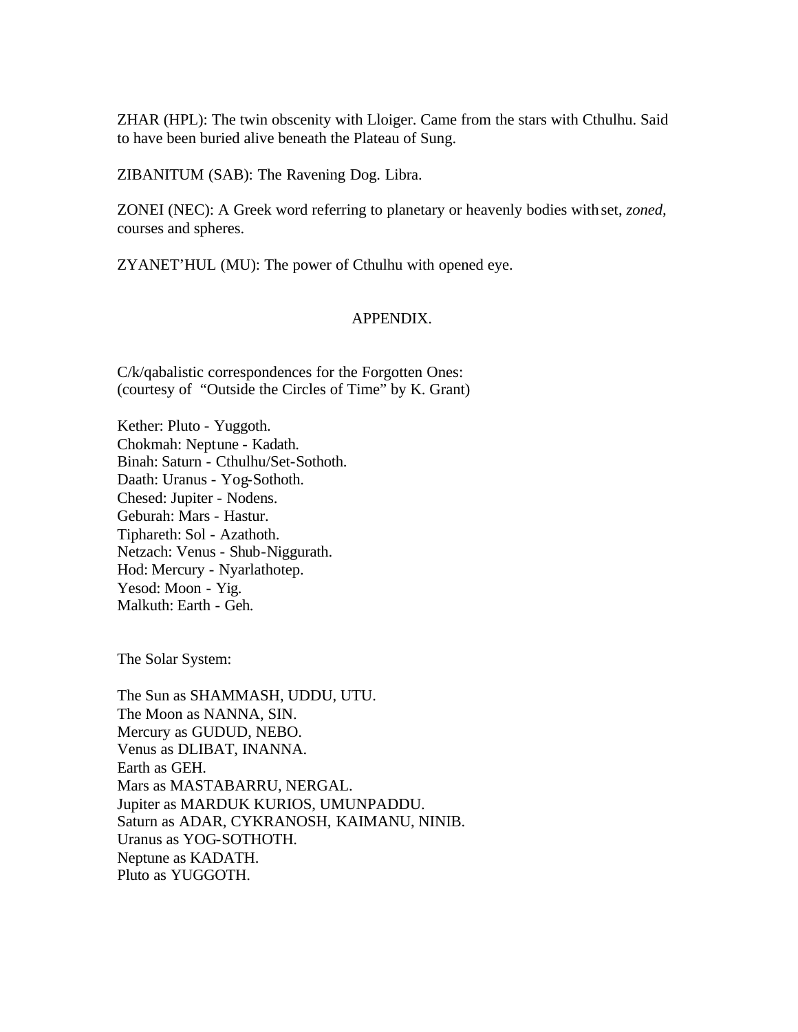ZHAR (HPL): The twin obscenity with Lloiger. Came from the stars with Cthulhu. Said to have been buried alive beneath the Plateau of Sung.

ZIBANITUM (SAB): The Ravening Dog. Libra.

ZONEI (NEC): A Greek word referring to planetary or heavenly bodies with set, *zoned*, courses and spheres.

ZYANET'HUL (MU): The power of Cthulhu with opened eye.

## APPENDIX.

C/k/qabalistic correspondences for the Forgotten Ones:
(courtesy of "Outside the Circles of Time" by K. Grant)

Kether: Pluto - Yuggoth.
Chokmah: Neptune - Kadath.
Binah: Saturn - Cthulhu/Set-Sothoth.
Daath: Uranus - Yog-Sothoth.
Chesed: Jupiter - Nodens.
Geburah: Mars - Hastur.
Tiphareth: Sol - Azathoth.
Netzach: Venus - Shub-Niggurath.
Hod: Mercury - Nyarlathotep.
Yesod: Moon - Yig.
Malkuth: Earth - Geh.

The Solar System:

The Sun as SHAMMASH, UDDU, UTU.
The Moon as NANNA, SIN.
Mercury as GUDUD, NEBO.
Venus as DLIBAT, INANNA.
Earth as GEH.
Mars as MASTABARRU, NERGAL.
Jupiter as MARDUK KURIOS, UMUNPADDU.
Saturn as ADAR, CYKRANOSH, KAIMANU, NINIB.
Uranus as YOG-SOTHOTH.
Neptune as KADATH.
Pluto as YUGGOTH.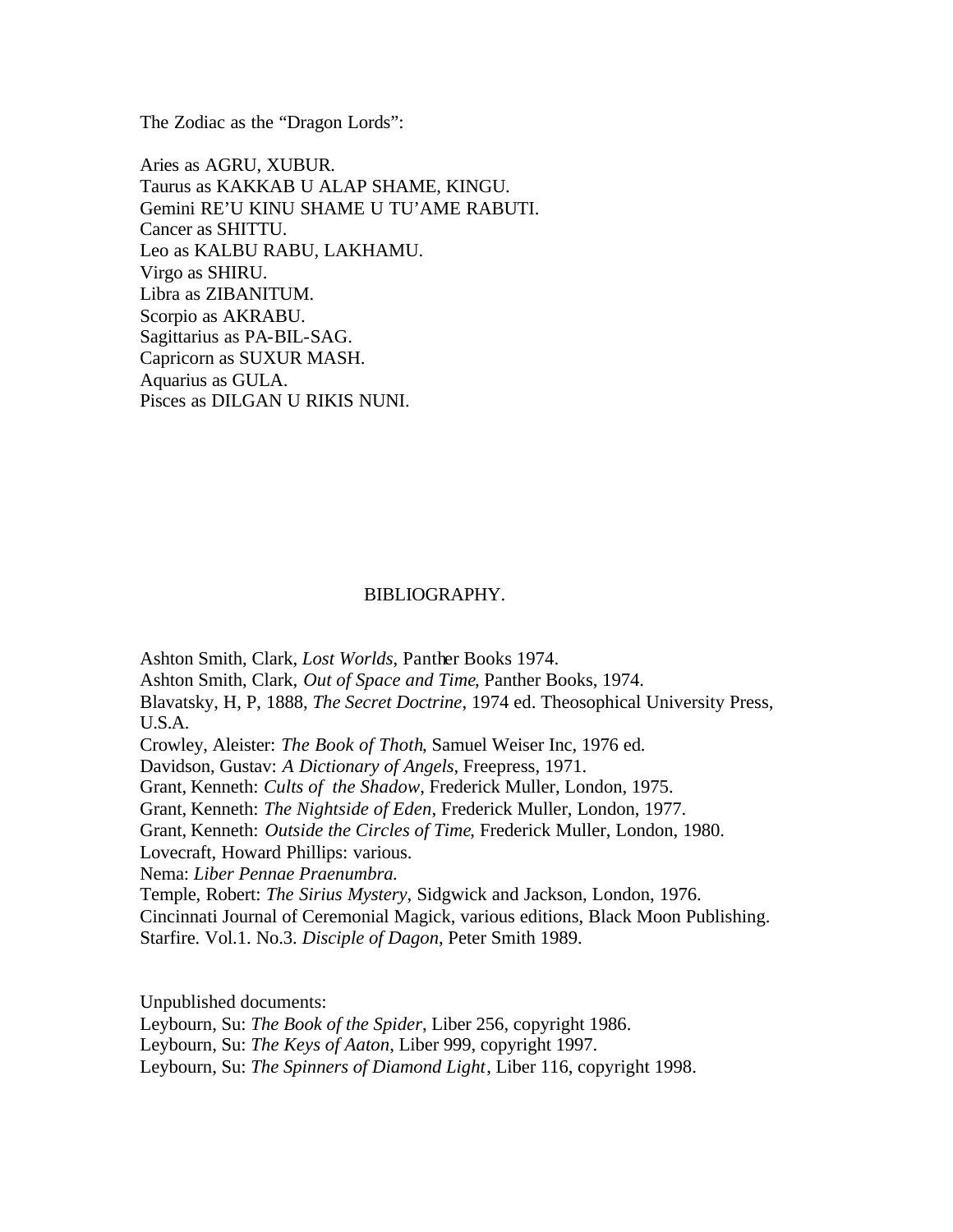The Zodiac as the “Dragon Lords”:

Aries as AGRU, XUBUR.
Taurus as KAKKAB U ALAP SHAME, KINGU.
Gemini RE’U KINU SHAME U TU’AME RABUTI.
Cancer as SHITTU.
Leo as KALBU RABU, LAKHAMU.
Virgo as SHIRU.
Libra as ZIBANITUM.
Scorpio as AKRABU.
Sagittarius as PA-BIL-SAG.
Capricorn as SUXUR MASH.
Aquarius as GULA.
Pisces as DILGAN U RIKIS NUNI.

## BIBLIOGRAPHY.

Ashton Smith, Clark, *Lost Worlds*, Panther Books 1974.
Ashton Smith, Clark, *Out of Space and Time*, Panther Books, 1974.
Blavatsky, H, P, 1888, *The Secret Doctrine*, 1974 ed. Theosophical University Press, U.S.A.
Crowley, Aleister: *The Book of Thoth*, Samuel Weiser Inc, 1976 ed.
Davidson, Gustav: *A Dictionary of Angels*, Freepress, 1971.
Grant, Kenneth: *Cults of the Shadow*, Frederick Muller, London, 1975.
Grant, Kenneth: *The Nightside of Eden*, Frederick Muller, London, 1977.
Grant, Kenneth: *Outside the Circles of Time*, Frederick Muller, London, 1980.
Lovecraft, Howard Phillips: various.
Nema: *Liber Pennae Praenumbra.*
Temple, Robert: *The Sirius Mystery*, Sidgwick and Jackson, London, 1976.
Cincinnati Journal of Ceremonial Magick, various editions, Black Moon Publishing.
Starfire. Vol.1. No.3. *Disciple of Dagon*, Peter Smith 1989.

Unpublished documents:
Leybourn, Su: *The Book of the Spider*, Liber 256, copyright 1986.
Leybourn, Su: *The Keys of Aaton*, Liber 999, copyright 1997.
Leybourn, Su: *The Spinners of Diamond Light*, Liber 116, copyright 1998.